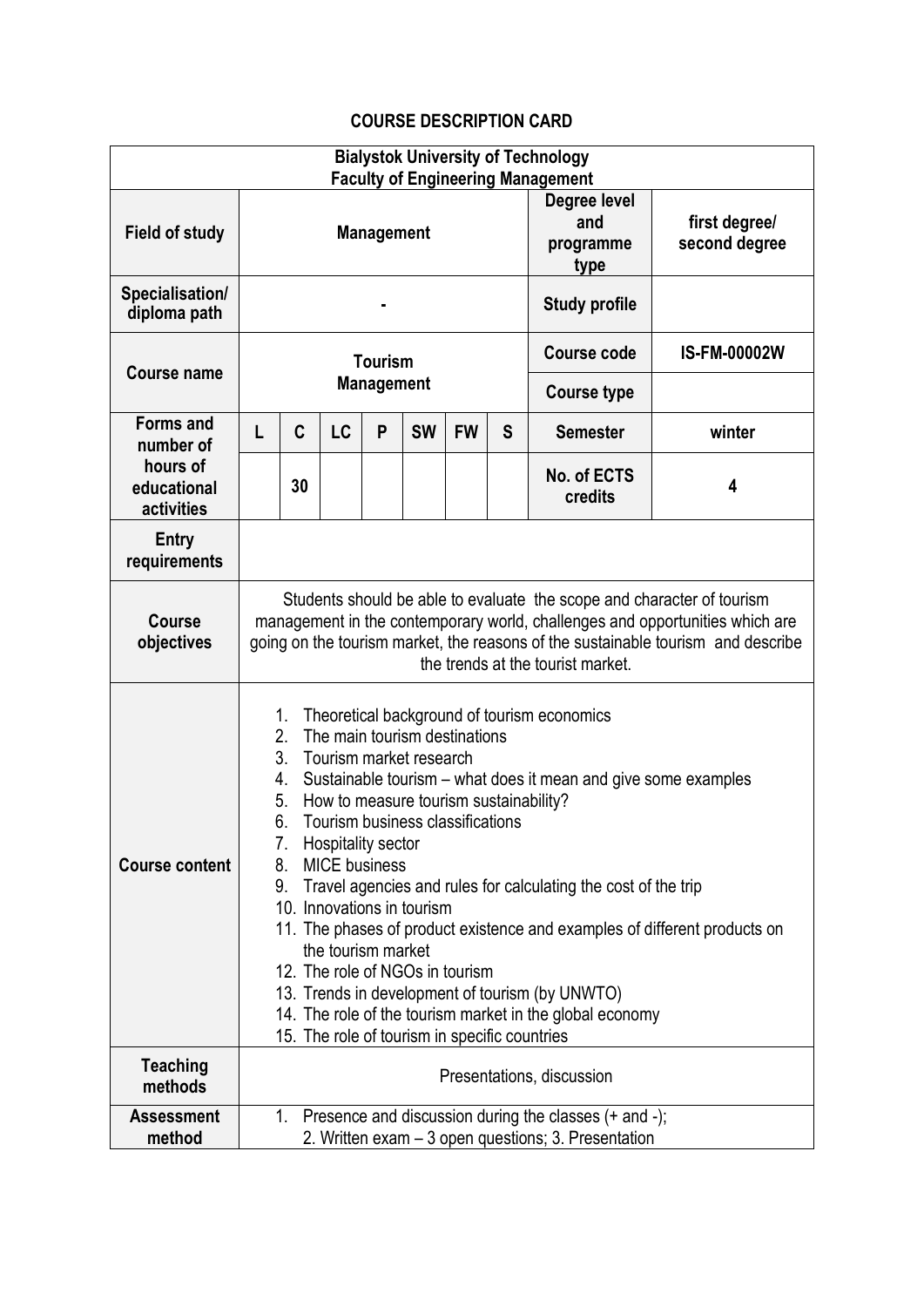# COURSE DESCRIPTION CARD

| Bialystok University of Technology<br>Faculty of Engineering Management | | | | | | | | | |
|---|---|---|---|---|---|---|---|---|---|
| **Field of study** | **Management** | | | | | | | **Degree level and programme type** | **first degree/ second degree** |
| **Specialisation/ diploma path** | - | | | | | | | **Study profile** | |
| **Course name** | **Tourism Management** | | | | | | | **Course code** | **IS-FM-00002W** |
| | | | | | | | | **Course type** | |
| **Forms and number of hours of educational activities** | **L** | **C** | **LC** | **P** | **SW** | **FW** | **S** | **Semester** | **winter** |
| | | **30** | | | | | | **No. of ECTS credits** | **4** |
| **Entry requirements** | | | | | | | | | |
| **Course objectives** | Students should be able to evaluate the scope and character of tourism management in the contemporary world, challenges and opportunities which are going on the tourism market, the reasons of the sustainable tourism and describe the trends at the tourist market. | | | | | | | | |
| **Course content** | 1. Theoretical background of tourism economics<br>2. The main tourism destinations<br>3. Tourism market research<br>4. Sustainable tourism – what does it mean and give some examples<br>5. How to measure tourism sustainability?<br>6. Tourism business classifications<br>7. Hospitality sector<br>8. MICE business<br>9. Travel agencies and rules for calculating the cost of the trip<br>10. Innovations in tourism<br>11. The phases of product existence and examples of different products on the tourism market<br>12. The role of NGOs in tourism<br>13. Trends in development of tourism (by UNWTO)<br>14. The role of the tourism market in the global economy<br>15. The role of tourism in specific countries | | | | | | | | |
| **Teaching methods** | Presentations, discussion | | | | | | | | |
| **Assessment method** | 1. Presence and discussion during the classes (+ and -);<br>2. Written exam – 3 open questions; 3. Presentation | | | | | | | | |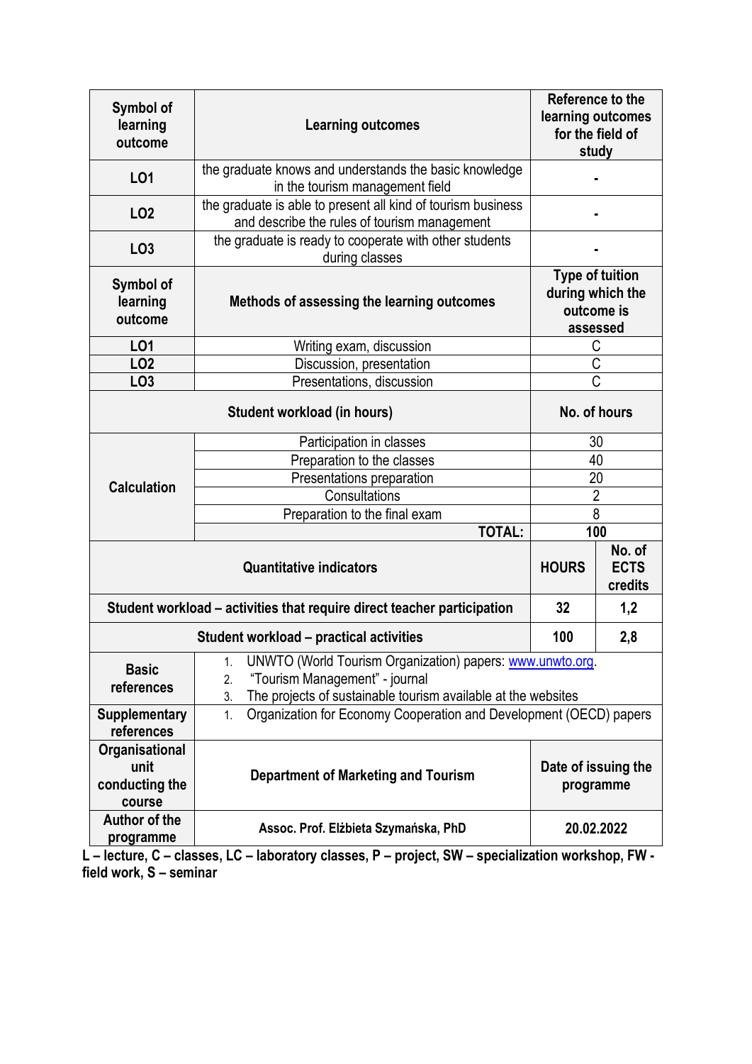| Symbol of learning outcome | Learning outcomes | Reference to the learning outcomes for the field of study |
|---|---|---|
| LO1 | the graduate knows and understands the basic knowledge in the tourism management field | - |
| LO2 | the graduate is able to present all kind of tourism business and describe the rules of tourism management | - |
| LO3 | the graduate is ready to cooperate with other students during classes | - |

| Symbol of learning outcome | Methods of assessing the learning outcomes | Type of tuition during which the outcome is assessed |
|---|---|---|
| LO1 | Writing exam, discussion | C |
| LO2 | Discussion, presentation | C |
| LO3 | Presentations, discussion | C |

| Student workload (in hours) | | No. of hours |
|---|---|---|
| Calculation | Participation in classes | 30 |
| | Preparation to the classes | 40 |
| | Presentations preparation | 20 |
| | Consultations | 2 |
| | Preparation to the final exam | 8 |
| | **TOTAL:** | **100** |

| Quantitative indicators | HOURS | No. of ECTS credits |
|---|---|---|
| Student workload – activities that require direct teacher participation | 32 | 1,2 |
| Student workload – practical activities | 100 | 2,8 |

| | |
|---|---|
| **Basic references** | 1. UNWTO (World Tourism Organization) papers: www.unwto.org. 2. "Tourism Management" - journal 3. The projects of sustainable tourism available at the websites |
| **Supplementary references** | 1. Organization for Economy Cooperation and Development (OECD) papers |

| | | |
|---|---|---|
| **Organisational unit conducting the course** | **Department of Marketing and Tourism** | **Date of issuing the programme** |
| **Author of the programme** | **Assoc. Prof. Elżbieta Szymańska, PhD** | **20.02.2022** |

**L – lecture, C – classes, LC – laboratory classes, P – project, SW – specialization workshop, FW - field work, S – seminar**